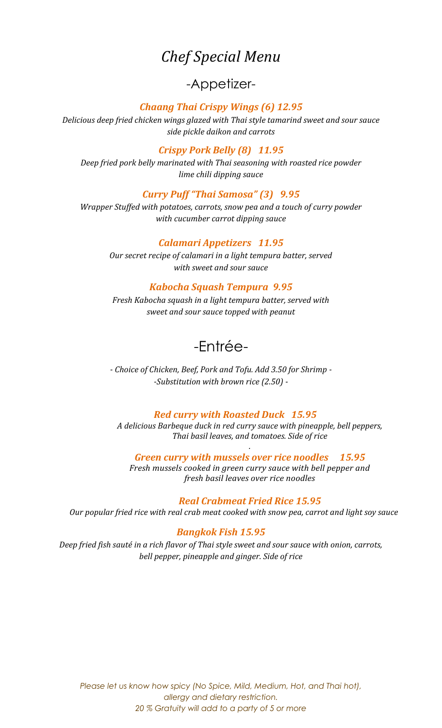# *Chef Special Menu*

## -Appetizer-

### ***Chaang Thai Crispy Wings (6) 12.95***

*Delicious deep fried chicken wings glazed with Thai style tamarind sweet and sour sauce side pickle daikon and carrots*

### ***Crispy Pork Belly (8) 11.95***

*Deep fried pork belly marinated with Thai seasoning with roasted rice powder lime chili dipping sauce*

### ***Curry Puff "Thai Samosa" (3) 9.95***

*Wrapper Stuffed with potatoes, carrots, snow pea and a touch of curry powder with cucumber carrot dipping sauce*

### ***Calamari Appetizers 11.95***

*Our secret recipe of calamari in a light tempura batter, served with sweet and sour sauce*

### ***Kabocha Squash Tempura 9.95***

*Fresh Kabocha squash in a light tempura batter, served with sweet and sour sauce topped with peanut*

## -Entrée-

*- Choice of Chicken, Beef, Pork and Tofu. Add 3.50 for Shrimp -*
*-Substitution with brown rice (2.50) -*

### ***Red curry with Roasted Duck 15.95***

*A delicious Barbeque duck in red curry sauce with pineapple, bell peppers, Thai basil leaves, and tomatoes. Side of rice*

### ***Green curry with mussels over rice noodles 15.95***

*Fresh mussels cooked in green curry sauce with bell pepper and fresh basil leaves over rice noodles*

### ***Real Crabmeat Fried Rice 15.95***

*Our popular fried rice with real crab meat cooked with snow pea, carrot and light soy sauce*

### ***Bangkok Fish 15.95***

*Deep fried fish sauté in a rich flavor of Thai style sweet and sour sauce with onion, carrots, bell pepper, pineapple and ginger. Side of rice*

*Please let us know how spicy (No Spice, Mild, Medium, Hot, and Thai hot), allergy and dietary restriction.*
*20 % Gratuity will add to a party of 5 or more*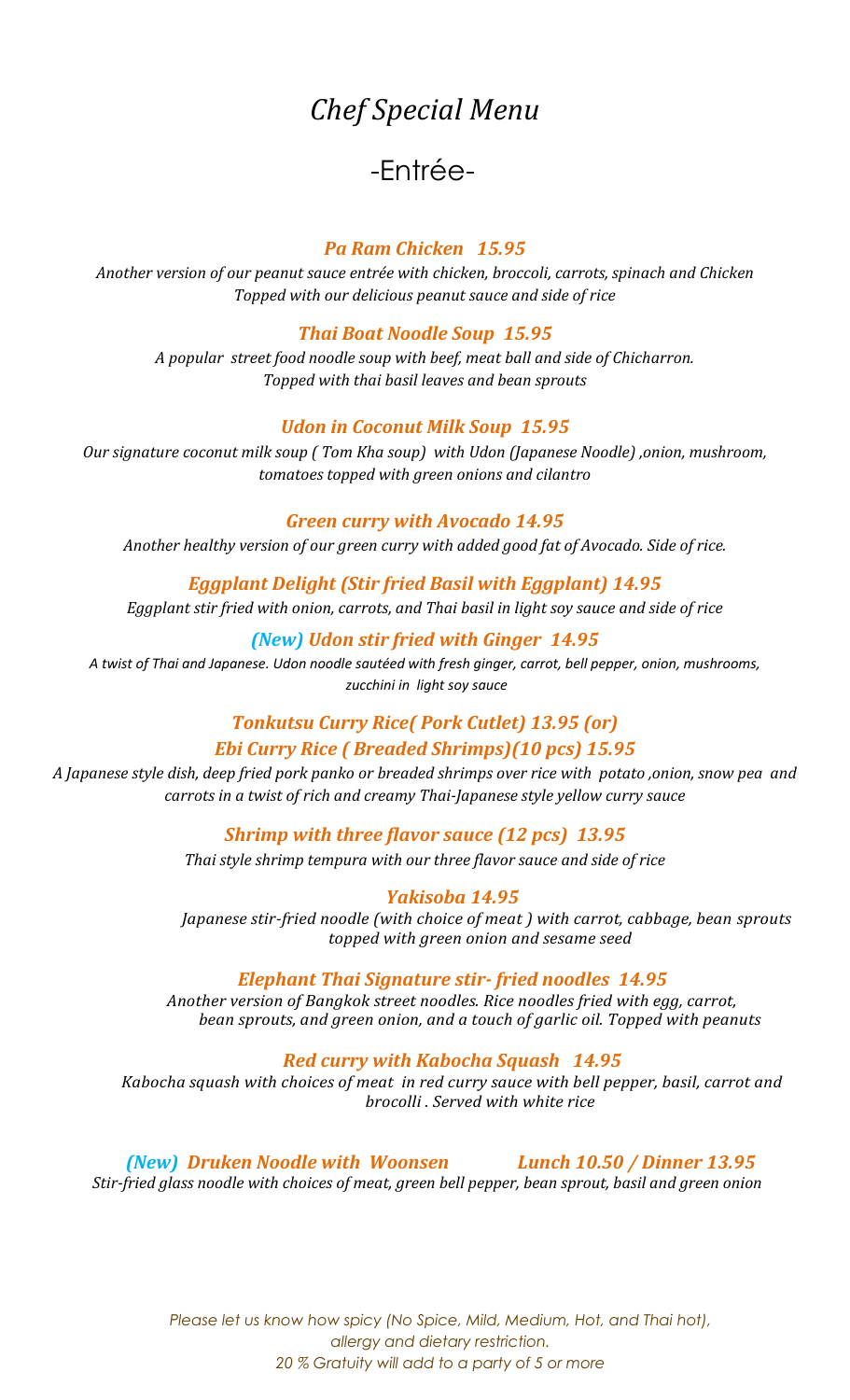# *Chef Special Menu*

## -Entrée-

### ***Pa Ram Chicken 15.95***

*Another version of our peanut sauce entrée with chicken, broccoli, carrots, spinach and Chicken Topped with our delicious peanut sauce and side of rice*

### ***Thai Boat Noodle Soup 15.95***

*A popular street food noodle soup with beef, meat ball and side of Chicharron. Topped with thai basil leaves and bean sprouts*

### ***Udon in Coconut Milk Soup 15.95***

*Our signature coconut milk soup ( Tom Kha soup) with Udon (Japanese Noodle) ,onion, mushroom, tomatoes topped with green onions and cilantro*

### ***Green curry with Avocado 14.95***

*Another healthy version of our green curry with added good fat of Avocado. Side of rice.*

### ***Eggplant Delight (Stir fried Basil with Eggplant) 14.95***

*Eggplant stir fried with onion, carrots, and Thai basil in light soy sauce and side of rice*

### ***(New) Udon stir fried with Ginger 14.95***

*A twist of Thai and Japanese. Udon noodle sautéed with fresh ginger, carrot, bell pepper, onion, mushrooms, zucchini in light soy sauce*

### ***Tonkutsu Curry Rice( Pork Cutlet) 13.95 (or)***
### ***Ebi Curry Rice ( Breaded Shrimps)(10 pcs) 15.95***

*A Japanese style dish, deep fried pork panko or breaded shrimps over rice with potato ,onion, snow pea and carrots in a twist of rich and creamy Thai-Japanese style yellow curry sauce*

### ***Shrimp with three flavor sauce (12 pcs) 13.95***

*Thai style shrimp tempura with our three flavor sauce and side of rice*

### ***Yakisoba 14.95***

*Japanese stir-fried noodle (with choice of meat ) with carrot, cabbage, bean sprouts topped with green onion and sesame seed*

### ***Elephant Thai Signature stir- fried noodles 14.95***

*Another version of Bangkok street noodles. Rice noodles fried with egg, carrot, bean sprouts, and green onion, and a touch of garlic oil. Topped with peanuts*

### ***Red curry with Kabocha Squash 14.95***

*Kabocha squash with choices of meat in red curry sauce with bell pepper, basil, carrot and brocolli . Served with white rice*

### ***(New) Druken Noodle with Woonsen Lunch 10.50 / Dinner 13.95***

*Stir-fried glass noodle with choices of meat, green bell pepper, bean sprout, basil and green onion*

*Please let us know how spicy (No Spice, Mild, Medium, Hot, and Thai hot), allergy and dietary restriction.*
*20 % Gratuity will add to a party of 5 or more*